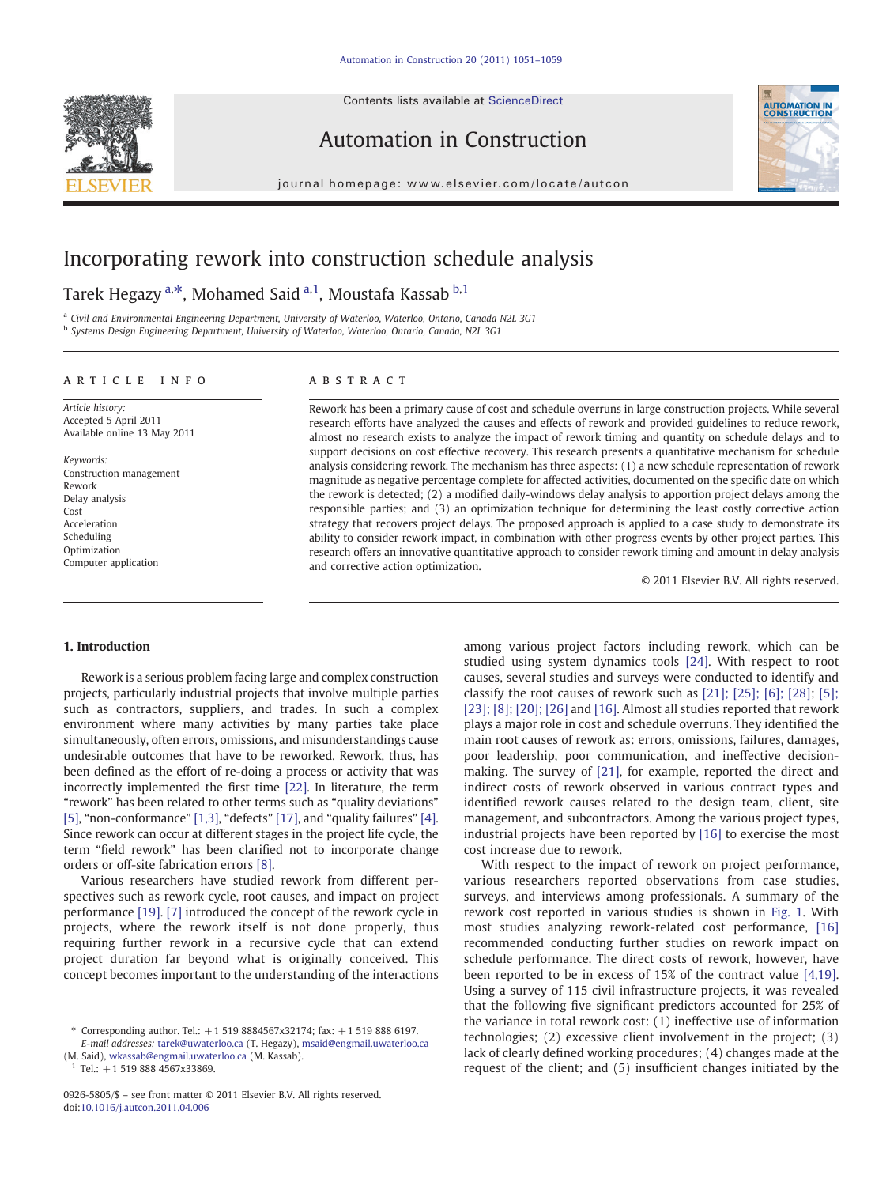# Incorporating rework into construction schedule analysis

Tarek Hegazy [a,*], Mohamed Said [a,1], Moustafa Kassab [b,1]

[a] Civil and Environmental Engineering Department, University of Waterloo, Waterloo, Ontario, Canada N2L 3G1
[b] Systems Design Engineering Department, University of Waterloo, Waterloo, Ontario, Canada, N2L 3G1

## ARTICLE INFO

*Article history:*
Accepted 5 April 2011
Available online 13 May 2011

*Keywords:*
Construction management
Rework
Delay analysis
Cost
Acceleration
Scheduling
Optimization
Computer application

## ABSTRACT

Rework has been a primary cause of cost and schedule overruns in large construction projects. While several research efforts have analyzed the causes and effects of rework and provided guidelines to reduce rework, almost no research exists to analyze the impact of rework timing and quantity on schedule delays and to support decisions on cost effective recovery. This research presents a quantitative mechanism for schedule analysis considering rework. The mechanism has three aspects: (1) a new schedule representation of rework magnitude as negative percentage complete for affected activities, documented on the specific date on which the rework is detected; (2) a modified daily-windows delay analysis to apportion project delays among the responsible parties; and (3) an optimization technique for determining the least costly corrective action strategy that recovers project delays. The proposed approach is applied to a case study to demonstrate its ability to consider rework impact, in combination with other progress events by other project parties. This research offers an innovative quantitative approach to consider rework timing and amount in delay analysis and corrective action optimization.

© 2011 Elsevier B.V. All rights reserved.

## 1. Introduction

Rework is a serious problem facing large and complex construction projects, particularly industrial projects that involve multiple parties such as contractors, suppliers, and trades. In such a complex environment where many activities by many parties take place simultaneously, often errors, omissions, and misunderstandings cause undesirable outcomes that have to be reworked. Rework, thus, has been defined as the effort of re-doing a process or activity that was incorrectly implemented the first time [22]. In literature, the term "rework" has been related to other terms such as "quality deviations" [5], "non-conformance" [1,3], "defects" [17], and "quality failures" [4]. Since rework can occur at different stages in the project life cycle, the term "field rework" has been clarified not to incorporate change orders or off-site fabrication errors [8].

Various researchers have studied rework from different perspectives such as rework cycle, root causes, and impact on project performance [19]. [7] introduced the concept of the rework cycle in projects, where the rework itself is not done properly, thus requiring further rework in a recursive cycle that can extend project duration far beyond what is originally conceived. This concept becomes important to the understanding of the interactions among various project factors including rework, which can be studied using system dynamics tools [24]. With respect to root causes, several studies and surveys were conducted to identify and classify the root causes of rework such as [21]; [25]; [6]; [28]; [5]; [23]; [8]; [20]; [26] and [16]. Almost all studies reported that rework plays a major role in cost and schedule overruns. They identified the main root causes of rework as: errors, omissions, failures, damages, poor leadership, poor communication, and ineffective decision-making. The survey of [21], for example, reported the direct and indirect costs of rework observed in various contract types and identified rework causes related to the design team, client, site management, and subcontractors. Among the various project types, industrial projects have been reported by [16] to exercise the most cost increase due to rework.

With respect to the impact of rework on project performance, various researchers reported observations from case studies, surveys, and interviews among professionals. A summary of the rework cost reported in various studies is shown in Fig. 1. With most studies analyzing rework-related cost performance, [16] recommended conducting further studies on rework impact on schedule performance. The direct costs of rework, however, have been reported to be in excess of 15% of the contract value [4,19]. Using a survey of 115 civil infrastructure projects, it was revealed that the following five significant predictors accounted for 25% of the variance in total rework cost: (1) ineffective use of information technologies; (2) excessive client involvement in the project; (3) lack of clearly defined working procedures; (4) changes made at the request of the client; and (5) insufficient changes initiated by the

---

* Corresponding author. Tel.: +1 519 8884567x32174; fax: +1 519 888 6197.
*E-mail addresses:* tarek@uwaterloo.ca (T. Hegazy), msaid@engmail.uwaterloo.ca (M. Said), wkassab@engmail.uwaterloo.ca (M. Kassab).
[1] Tel.: +1 519 888 4567x33869.

0926-5805/$ – see front matter © 2011 Elsevier B.V. All rights reserved.
doi:10.1016/j.autcon.2011.04.006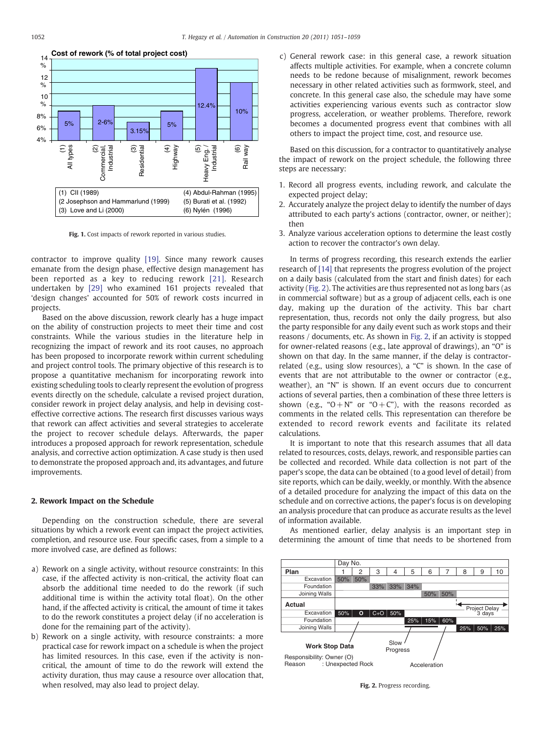Cost of rework (% of total project cost)

14 %
12 %
10 %
8%
6%
4%

5%
2-6%
3.15%
5%
12.4%
10%

(1) All types
(2) Commercial, Industrial
(3) Residential
(4) Highway
(5) Heavy Eng. / Industrial
(6) Rail way

(1) CII (1989)
(2 Josephson and Hammarlund (1999)
(3) Love and Li (2000)
(4) Abdul-Rahman (1995)
(5) Burati et al. (1992)
(6) Nylén (1996)

Fig. 1. Cost impacts of rework reported in various studies.

contractor to improve quality [19]. Since many rework causes emanate from the design phase, effective design management has been reported as a key to reducing rework [21]. Research undertaken by [29] who examined 161 projects revealed that 'design changes' accounted for 50% of rework costs incurred in projects.

Based on the above discussion, rework clearly has a huge impact on the ability of construction projects to meet their time and cost constraints. While the various studies in the literature help in recognizing the impact of rework and its root causes, no approach has been proposed to incorporate rework within current scheduling and project control tools. The primary objective of this research is to propose a quantitative mechanism for incorporating rework into existing scheduling tools to clearly represent the evolution of progress events directly on the schedule, calculate a revised project duration, consider rework in project delay analysis, and help in devising cost-effective corrective actions. The research first discusses various ways that rework can affect activities and several strategies to accelerate the project to recover schedule delays. Afterwards, the paper introduces a proposed approach for rework representation, schedule analysis, and corrective action optimization. A case study is then used to demonstrate the proposed approach and, its advantages, and future improvements.

## 2. Rework Impact on the Schedule

Depending on the construction schedule, there are several situations by which a rework event can impact the project activities, completion, and resource use. Four specific cases, from a simple to a more involved case, are defined as follows:

a) Rework on a single activity, without resource constraints: In this case, if the affected activity is non-critical, the activity float can absorb the additional time needed to do the rework (if such additional time is within the activity total float). On the other hand, if the affected activity is critical, the amount of time it takes to do the rework constitutes a project delay (if no acceleration is done for the remaining part of the activity).
b) Rework on a single activity, with resource constraints: a more practical case for rework impact on a schedule is when the project has limited resources. In this case, even if the activity is non-critical, the amount of time to do the rework will extend the activity duration, thus may cause a resource over allocation that, when resolved, may also lead to project delay.
c) General rework case: in this general case, a rework situation affects multiple activities. For example, when a concrete column needs to be redone because of misalignment, rework becomes necessary in other related activities such as formwork, steel, and concrete. In this general case also, the schedule may have some activities experiencing various events such as contractor slow progress, acceleration, or weather problems. Therefore, rework becomes a documented progress event that combines with all others to impact the project time, cost, and resource use.

Based on this discussion, for a contractor to quantitatively analyse the impact of rework on the project schedule, the following three steps are necessary:

1. Record all progress events, including rework, and calculate the expected project delay;
2. Accurately analyze the project delay to identify the number of days attributed to each party's actions (contractor, owner, or neither); then
3. Analyze various acceleration options to determine the least costly action to recover the contractor's own delay.

In terms of progress recording, this research extends the earlier research of [14] that represents the progress evolution of the project on a daily basis (calculated from the start and finish dates) for each activity (Fig. 2). The activities are thus represented not as long bars (as in commercial software) but as a group of adjacent cells, each is one day, making up the duration of the activity. This bar chart representation, thus, records not only the daily progress, but also the party responsible for any daily event such as work stops and their reasons / documents, etc. As shown in Fig. 2, if an activity is stopped for owner-related reasons (e.g., late approval of drawings), an "O" is shown on that day. In the same manner, if the delay is contractor-related (e.g., using slow resources), a "C" is shown. In the case of events that are not attributable to the owner or contractor (e.g., weather), an "N" is shown. If an event occurs due to concurrent actions of several parties, then a combination of these three letters is shown (e.g., "O + N" or "O + C"), with the reasons recorded as comments in the related cells. This representation can therefore be extended to record rework events and facilitate its related calculations.

It is important to note that this research assumes that all data related to resources, costs, delays, rework, and responsible parties can be collected and recorded. While data collection is not part of the paper's scope, the data can be obtained (to a good level of detail) from site reports, which can be daily, weekly, or monthly. With the absence of a detailed procedure for analyzing the impact of this data on the schedule and on corrective actions, the paper's focus is on developing an analysis procedure that can produce as accurate results as the level of information available.

As mentioned earlier, delay analysis is an important step in determining the amount of time that needs to be shortened from

| | Day No. | | | | | | | | | |
|---|---|---|---|---|---|---|---|---|---|---|
| **Plan** | 1 | 2 | 3 | 4 | 5 | 6 | 7 | 8 | 9 | 10 |
| Excavation | 50% | 50% | | | | | | | | |
| Foundation | | | 33% | 33% | 34% | | | | | |
| Joining Walls | | | | | | 50% | 50% | | | |
| **Actual** | | | | | | | | | | |
| Excavation | 50% | O | C+O | 50% | | | | | | |
| Foundation | | | | | 25% | 15% | 60% | | | |
| Joining Walls | | | | | | | | 25% | 50% | 25% |

Project Delay 3 days

Work Stop Data
Responsibility: Owner (O)
Reason : Unexpected Rock

Slow Progress

Acceleration

Fig. 2. Progress recording.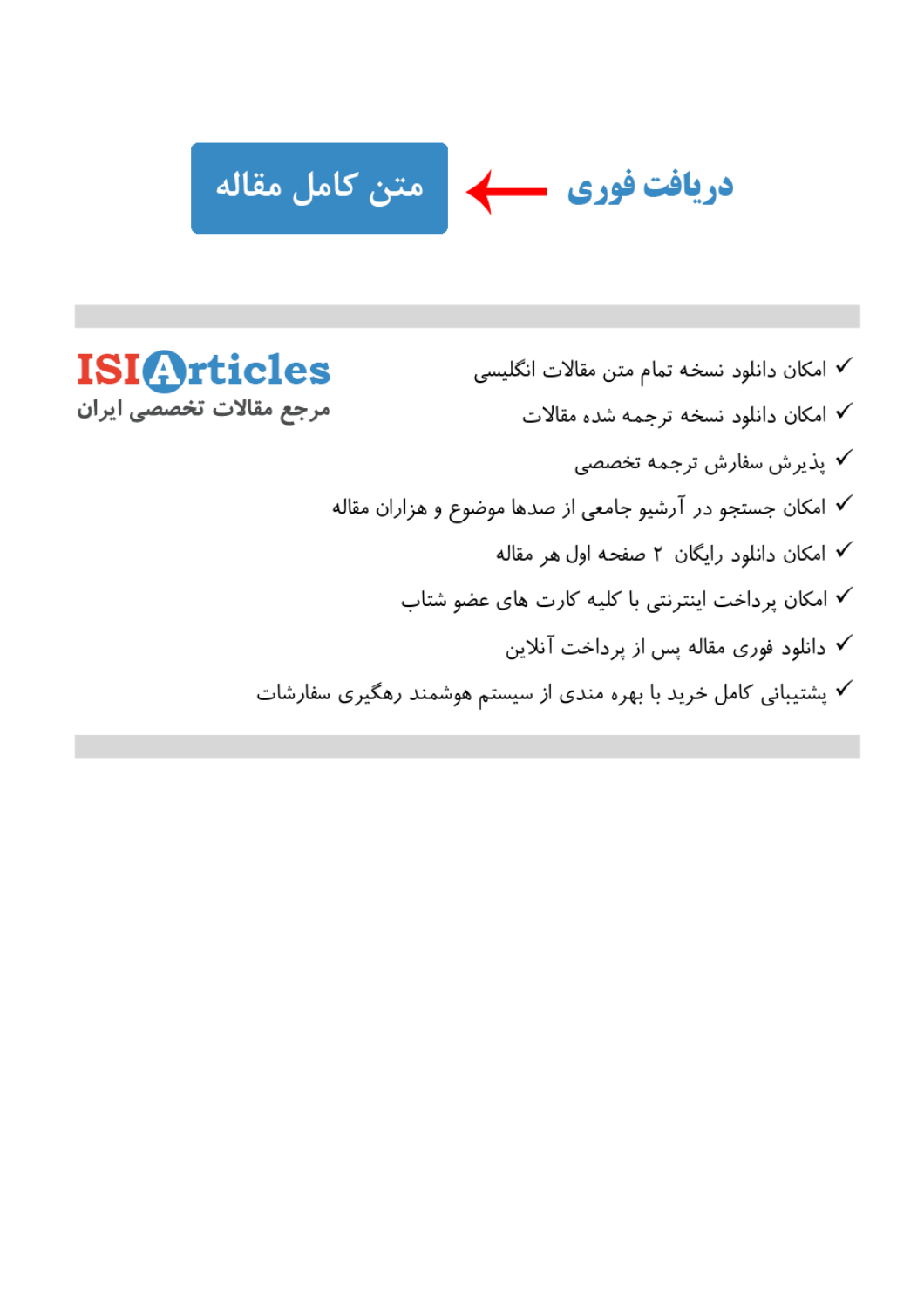دریافت فوری ← **متن کامل مقاله**

**ISIArticles**
مرجع مقالات تخصصی ایران

- ✓ امکان دانلود نسخه تمام متن مقالات انگلیسی
- ✓ امکان دانلود نسخه ترجمه شده مقالات
- ✓ پذیرش سفارش ترجمه تخصصی
- ✓ امکان جستجو در آرشیو جامعی از صدها موضوع و هزاران مقاله
- ✓ امکان دانلود رایگان ۲ صفحه اول هر مقاله
- ✓ امکان پرداخت اینترنتی با کلیه کارت های عضو شتاب
- ✓ دانلود فوری مقاله پس از پرداخت آنلاین
- ✓ پشتیبانی کامل خرید با بهره مندی از سیستم هوشمند رهگیری سفارشات